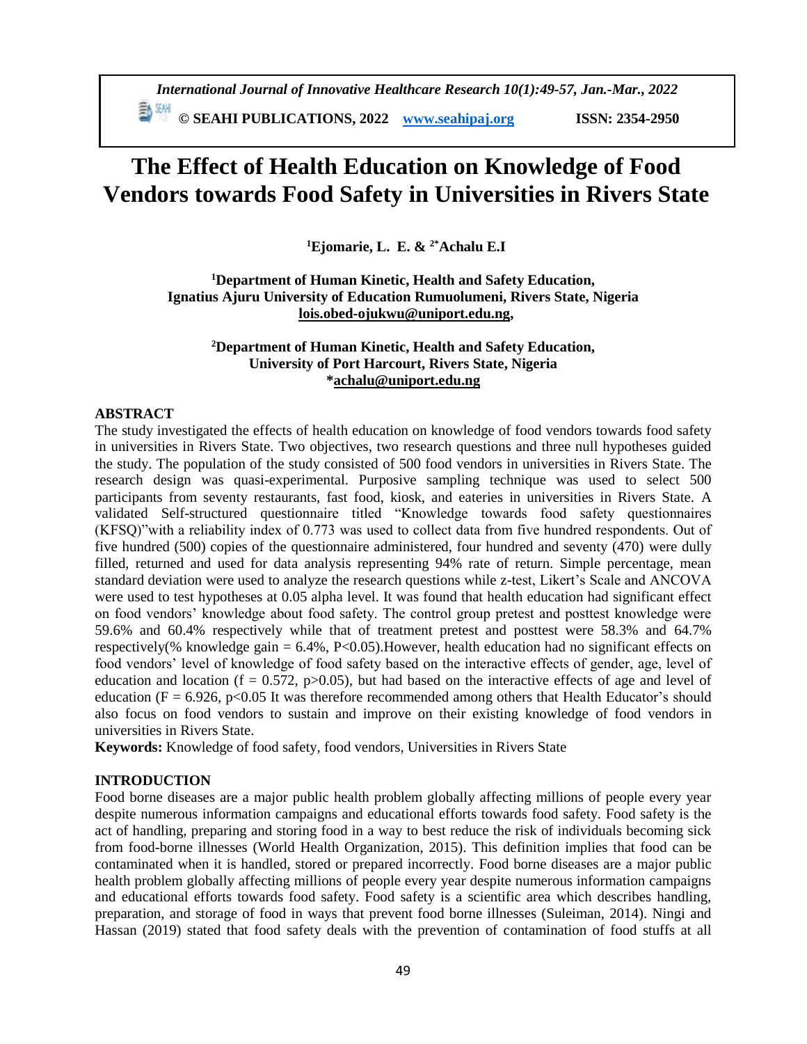# The Effect of Health Education on Knowledge of Food Vendors towards Food Safety in Universities in Rivers State

**[1]Ejomarie, L. E. & [2*]Achalu E.I**

**[1]Department of Human Kinetic, Health and Safety Education, Ignatius Ajuru University of Education Rumuolumeni, Rivers State, Nigeria**
lois.obed-ojukwu@uniport.edu.ng,

**[2]Department of Human Kinetic, Health and Safety Education, University of Port Harcourt, Rivers State, Nigeria**
*achalu@uniport.edu.ng

## ABSTRACT

The study investigated the effects of health education on knowledge of food vendors towards food safety in universities in Rivers State. Two objectives, two research questions and three null hypotheses guided the study. The population of the study consisted of 500 food vendors in universities in Rivers State. The research design was quasi-experimental. Purposive sampling technique was used to select 500 participants from seventy restaurants, fast food, kiosk, and eateries in universities in Rivers State. A validated Self-structured questionnaire titled "Knowledge towards food safety questionnaires (KFSQ)"with a reliability index of 0.773 was used to collect data from five hundred respondents. Out of five hundred (500) copies of the questionnaire administered, four hundred and seventy (470) were dully filled, returned and used for data analysis representing 94% rate of return. Simple percentage, mean standard deviation were used to analyze the research questions while z-test, Likert's Scale and ANCOVA were used to test hypotheses at 0.05 alpha level. It was found that health education had significant effect on food vendors' knowledge about food safety. The control group pretest and posttest knowledge were 59.6% and 60.4% respectively while that of treatment pretest and posttest were 58.3% and 64.7% respectively(% knowledge gain = 6.4%, $P<0.05$).However, health education had no significant effects on food vendors' level of knowledge of food safety based on the interactive effects of gender, age, level of education and location ($f = 0.572$, $p>0.05$), but had based on the interactive effects of age and level of education ($F = 6.926$, $p<0.05$ It was therefore recommended among others that Health Educator's should also focus on food vendors to sustain and improve on their existing knowledge of food vendors in universities in Rivers State.

**Keywords:** Knowledge of food safety, food vendors, Universities in Rivers State

## INTRODUCTION

Food borne diseases are a major public health problem globally affecting millions of people every year despite numerous information campaigns and educational efforts towards food safety. Food safety is the act of handling, preparing and storing food in a way to best reduce the risk of individuals becoming sick from food-borne illnesses (World Health Organization, 2015). This definition implies that food can be contaminated when it is handled, stored or prepared incorrectly. Food borne diseases are a major public health problem globally affecting millions of people every year despite numerous information campaigns and educational efforts towards food safety. Food safety is a scientific area which describes handling, preparation, and storage of food in ways that prevent food borne illnesses (Suleiman, 2014). Ningi and Hassan (2019) stated that food safety deals with the prevention of contamination of food stuffs at all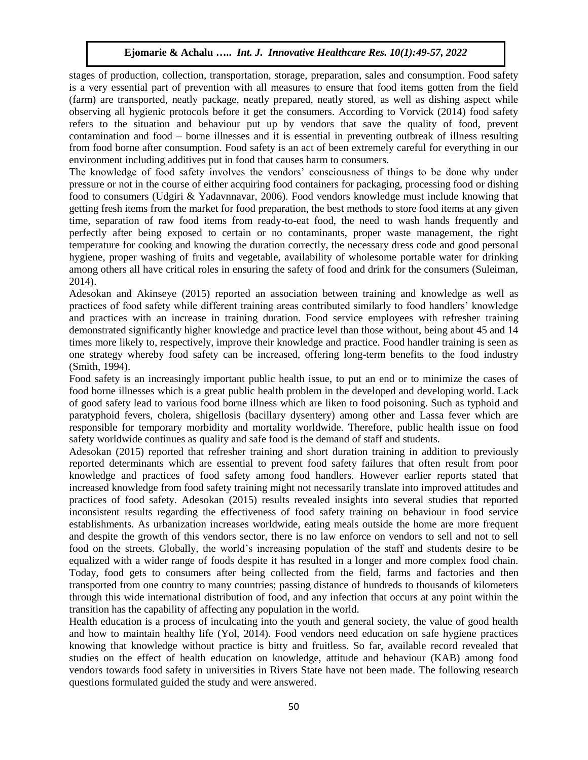stages of production, collection, transportation, storage, preparation, sales and consumption. Food safety is a very essential part of prevention with all measures to ensure that food items gotten from the field (farm) are transported, neatly package, neatly prepared, neatly stored, as well as dishing aspect while observing all hygienic protocols before it get the consumers. According to Vorvick (2014) food safety refers to the situation and behaviour put up by vendors that save the quality of food, prevent contamination and food – borne illnesses and it is essential in preventing outbreak of illness resulting from food borne after consumption. Food safety is an act of been extremely careful for everything in our environment including additives put in food that causes harm to consumers.

The knowledge of food safety involves the vendors' consciousness of things to be done why under pressure or not in the course of either acquiring food containers for packaging, processing food or dishing food to consumers (Udgiri & Yadavnnavar, 2006). Food vendors knowledge must include knowing that getting fresh items from the market for food preparation, the best methods to store food items at any given time, separation of raw food items from ready-to-eat food, the need to wash hands frequently and perfectly after being exposed to certain or no contaminants, proper waste management, the right temperature for cooking and knowing the duration correctly, the necessary dress code and good personal hygiene, proper washing of fruits and vegetable, availability of wholesome portable water for drinking among others all have critical roles in ensuring the safety of food and drink for the consumers (Suleiman, 2014).

Adesokan and Akinseye (2015) reported an association between training and knowledge as well as practices of food safety while different training areas contributed similarly to food handlers' knowledge and practices with an increase in training duration. Food service employees with refresher training demonstrated significantly higher knowledge and practice level than those without, being about 45 and 14 times more likely to, respectively, improve their knowledge and practice. Food handler training is seen as one strategy whereby food safety can be increased, offering long-term benefits to the food industry (Smith, 1994).

Food safety is an increasingly important public health issue, to put an end or to minimize the cases of food borne illnesses which is a great public health problem in the developed and developing world. Lack of good safety lead to various food borne illness which are liken to food poisoning. Such as typhoid and paratyphoid fevers, cholera, shigellosis (bacillary dysentery) among other and Lassa fever which are responsible for temporary morbidity and mortality worldwide. Therefore, public health issue on food safety worldwide continues as quality and safe food is the demand of staff and students.

Adesokan (2015) reported that refresher training and short duration training in addition to previously reported determinants which are essential to prevent food safety failures that often result from poor knowledge and practices of food safety among food handlers. However earlier reports stated that increased knowledge from food safety training might not necessarily translate into improved attitudes and practices of food safety. Adesokan (2015) results revealed insights into several studies that reported inconsistent results regarding the effectiveness of food safety training on behaviour in food service establishments. As urbanization increases worldwide, eating meals outside the home are more frequent and despite the growth of this vendors sector, there is no law enforce on vendors to sell and not to sell food on the streets. Globally, the world's increasing population of the staff and students desire to be equalized with a wider range of foods despite it has resulted in a longer and more complex food chain. Today, food gets to consumers after being collected from the field, farms and factories and then transported from one country to many countries; passing distance of hundreds to thousands of kilometers through this wide international distribution of food, and any infection that occurs at any point within the transition has the capability of affecting any population in the world.

Health education is a process of inculcating into the youth and general society, the value of good health and how to maintain healthy life (Yol, 2014). Food vendors need education on safe hygiene practices knowing that knowledge without practice is bitty and fruitless. So far, available record revealed that studies on the effect of health education on knowledge, attitude and behaviour (KAB) among food vendors towards food safety in universities in Rivers State have not been made. The following research questions formulated guided the study and were answered.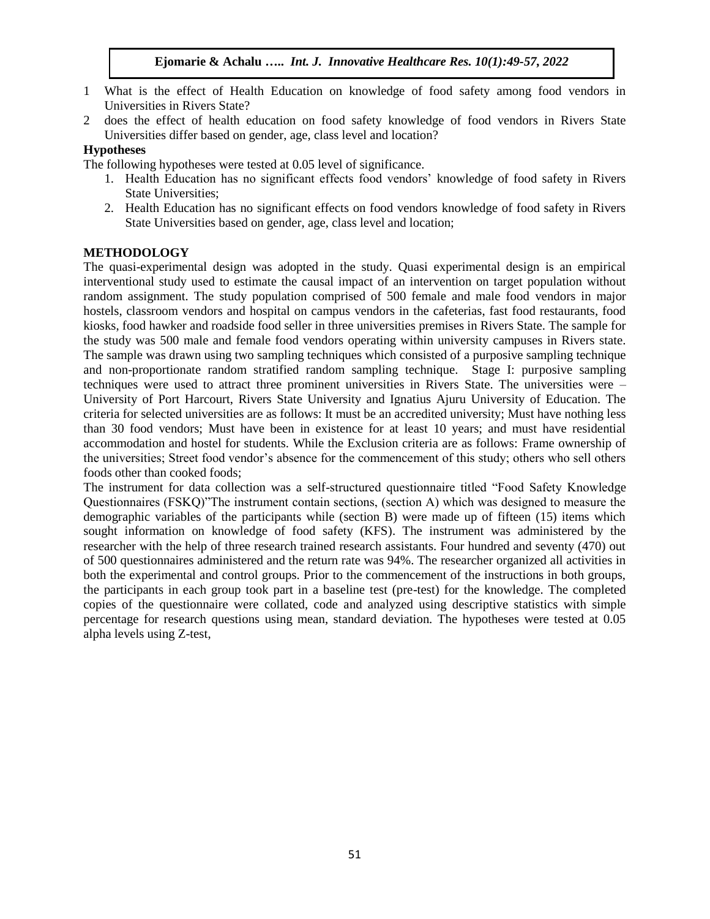1 What is the effect of Health Education on knowledge of food safety among food vendors in Universities in Rivers State?
2 does the effect of health education on food safety knowledge of food vendors in Rivers State Universities differ based on gender, age, class level and location?

**Hypotheses**

The following hypotheses were tested at 0.05 level of significance.

1. Health Education has no significant effects food vendors' knowledge of food safety in Rivers State Universities;
2. Health Education has no significant effects on food vendors knowledge of food safety in Rivers State Universities based on gender, age, class level and location;

## METHODOLOGY

The quasi-experimental design was adopted in the study. Quasi experimental design is an empirical interventional study used to estimate the causal impact of an intervention on target population without random assignment. The study population comprised of 500 female and male food vendors in major hostels, classroom vendors and hospital on campus vendors in the cafeterias, fast food restaurants, food kiosks, food hawker and roadside food seller in three universities premises in Rivers State. The sample for the study was 500 male and female food vendors operating within university campuses in Rivers state. The sample was drawn using two sampling techniques which consisted of a purposive sampling technique and non-proportionate random stratified random sampling technique. Stage I: purposive sampling techniques were used to attract three prominent universities in Rivers State. The universities were – University of Port Harcourt, Rivers State University and Ignatius Ajuru University of Education. The criteria for selected universities are as follows: It must be an accredited university; Must have nothing less than 30 food vendors; Must have been in existence for at least 10 years; and must have residential accommodation and hostel for students. While the Exclusion criteria are as follows: Frame ownership of the universities; Street food vendor's absence for the commencement of this study; others who sell others foods other than cooked foods;

The instrument for data collection was a self-structured questionnaire titled "Food Safety Knowledge Questionnaires (FSKQ)"The instrument contain sections, (section A) which was designed to measure the demographic variables of the participants while (section B) were made up of fifteen (15) items which sought information on knowledge of food safety (KFS). The instrument was administered by the researcher with the help of three research trained research assistants. Four hundred and seventy (470) out of 500 questionnaires administered and the return rate was 94%. The researcher organized all activities in both the experimental and control groups. Prior to the commencement of the instructions in both groups, the participants in each group took part in a baseline test (pre-test) for the knowledge. The completed copies of the questionnaire were collated, code and analyzed using descriptive statistics with simple percentage for research questions using mean, standard deviation. The hypotheses were tested at 0.05 alpha levels using Z-test,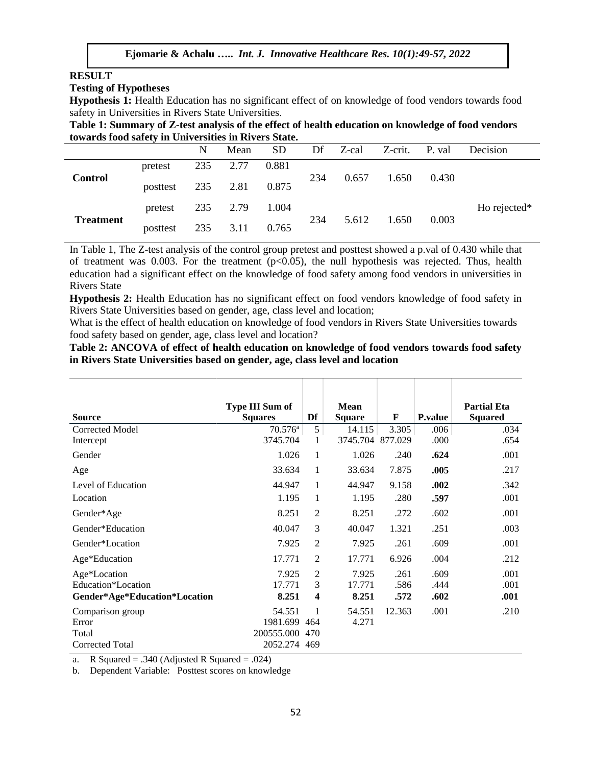## RESULT

### Testing of Hypotheses

**Hypothesis 1:** Health Education has no significant effect of on knowledge of food vendors towards food safety in Universities in Rivers State Universities.

**Table 1: Summary of Z-test analysis of the effect of health education on knowledge of food vendors towards food safety in Universities in Rivers State.**

| | | N | Mean | SD | Df | Z-cal | Z-crit. | P. val | Decision |
|---|---|---|---|---|---|---|---|---|---|
| **Control** | pretest | 235 | 2.77 | 0.881 | 234 | 0.657 | 1.650 | 0.430 | |
| | posttest | 235 | 2.81 | 0.875 | | | | | |
| **Treatment** | pretest | 235 | 2.79 | 1.004 | 234 | 5.612 | 1.650 | 0.003 | Ho rejected* |
| | posttest | 235 | 3.11 | 0.765 | | | | | |

In Table 1, The Z-test analysis of the control group pretest and posttest showed a p.val of 0.430 while that of treatment was 0.003. For the treatment ($p<0.05$), the null hypothesis was rejected. Thus, health education had a significant effect on the knowledge of food safety among food vendors in universities in Rivers State

**Hypothesis 2:** Health Education has no significant effect on food vendors knowledge of food safety in Rivers State Universities based on gender, age, class level and location;

What is the effect of health education on knowledge of food vendors in Rivers State Universities towards food safety based on gender, age, class level and location?

**Table 2: ANCOVA of effect of health education on knowledge of food vendors towards food safety in Rivers State Universities based on gender, age, class level and location**

| Source | Type III Sum of Squares | Df | Mean Square | F | P.value | Partial Eta Squared |
|---|---|---|---|---|---|---|
| Corrected Model | 70.576[a] | 5 | 14.115 | 3.305 | .006 | .034 |
| Intercept | 3745.704 | 1 | 3745.704 | 877.029 | .000 | .654 |
| Gender | 1.026 | 1 | 1.026 | .240 | **.624** | .001 |
| Age | 33.634 | 1 | 33.634 | 7.875 | **.005** | .217 |
| Level of Education | 44.947 | 1 | 44.947 | 9.158 | **.002** | .342 |
| Location | 1.195 | 1 | 1.195 | .280 | **.597** | .001 |
| Gender*Age | 8.251 | 2 | 8.251 | .272 | .602 | .001 |
| Gender*Education | 40.047 | 3 | 40.047 | 1.321 | .251 | .003 |
| Gender*Location | 7.925 | 2 | 7.925 | .261 | .609 | .001 |
| Age*Education | 17.771 | 2 | 17.771 | 6.926 | .004 | .212 |
| Age*Location | 7.925 | 2 | 7.925 | .261 | .609 | .001 |
| Education*Location | 17.771 | 3 | 17.771 | .586 | .444 | .001 |
| **Gender*Age*Education*Location** | **8.251** | **4** | **8.251** | **.572** | **.602** | **.001** |
| Comparison group | 54.551 | 1 | 54.551 | 12.363 | .001 | .210 |
| Error | 1981.699 | 464 | 4.271 | | | |
| Total | 200555.000 | 470 | | | | |
| Corrected Total | 2052.274 | 469 | | | | |

a. R Squared = .340 (Adjusted R Squared = .024)

b. Dependent Variable: Posttest scores on knowledge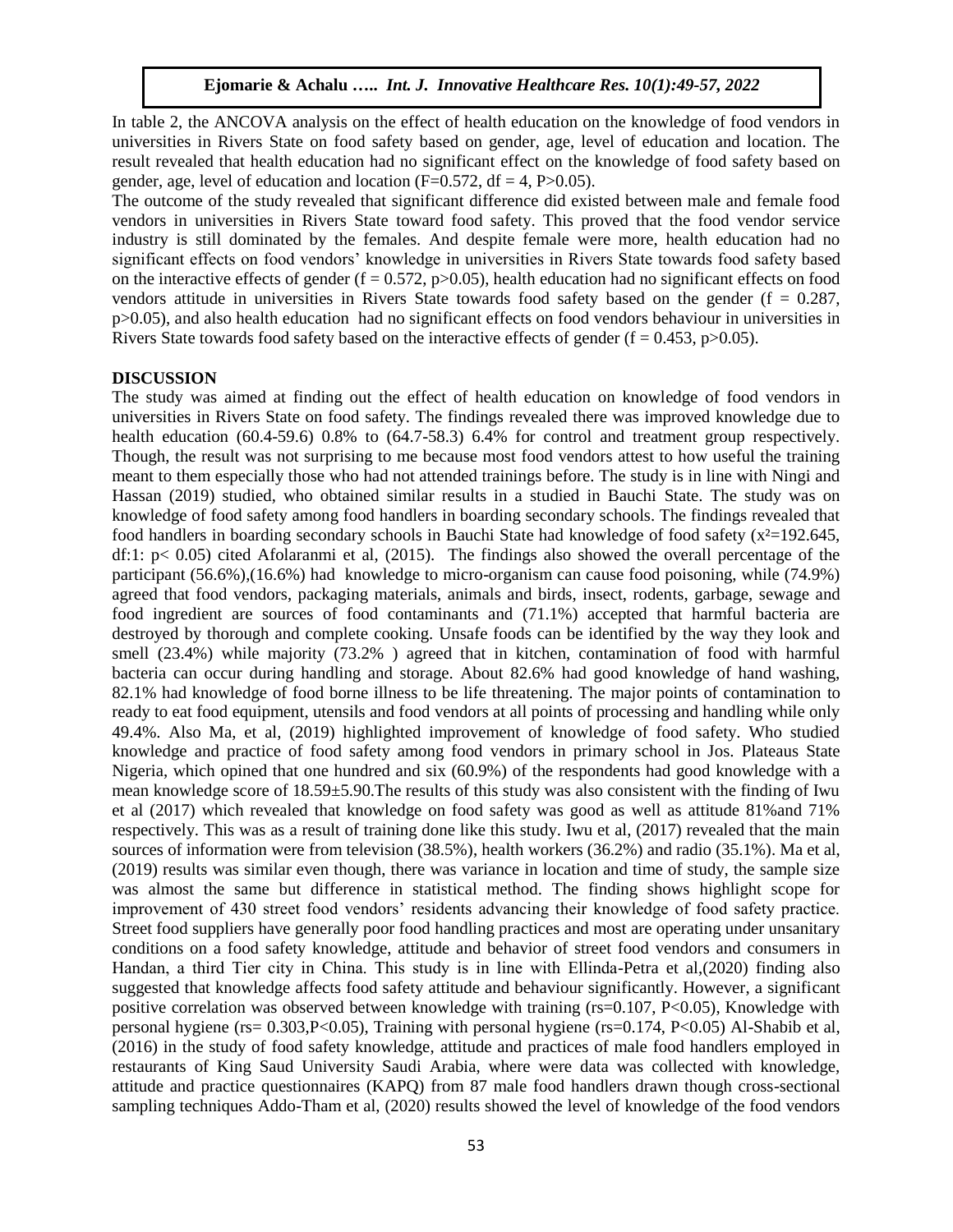In table 2, the ANCOVA analysis on the effect of health education on the knowledge of food vendors in universities in Rivers State on food safety based on gender, age, level of education and location. The result revealed that health education had no significant effect on the knowledge of food safety based on gender, age, level of education and location ($F=0.572$, $df = 4$, $P>0.05$).

The outcome of the study revealed that significant difference did existed between male and female food vendors in universities in Rivers State toward food safety. This proved that the food vendor service industry is still dominated by the females. And despite female were more, health education had no significant effects on food vendors' knowledge in universities in Rivers State towards food safety based on the interactive effects of gender ($f = 0.572$, $p>0.05$), health education had no significant effects on food vendors attitude in universities in Rivers State towards food safety based on the gender ($f = 0.287$, $p>0.05$), and also health education had no significant effects on food vendors behaviour in universities in Rivers State towards food safety based on the interactive effects of gender ($f = 0.453$, $p>0.05$).

## DISCUSSION

The study was aimed at finding out the effect of health education on knowledge of food vendors in universities in Rivers State on food safety. The findings revealed there was improved knowledge due to health education (60.4-59.6) 0.8% to (64.7-58.3) 6.4% for control and treatment group respectively. Though, the result was not surprising to me because most food vendors attest to how useful the training meant to them especially those who had not attended trainings before. The study is in line with Ningi and Hassan (2019) studied, who obtained similar results in a studied in Bauchi State. The study was on knowledge of food safety among food handlers in boarding secondary schools. The findings revealed that food handlers in boarding secondary schools in Bauchi State had knowledge of food safety ($x^2=192.645$, df:1: $p< 0.05$) cited Afolaranmi et al, (2015). The findings also showed the overall percentage of the participant (56.6%),(16.6%) had knowledge to micro-organism can cause food poisoning, while (74.9%) agreed that food vendors, packaging materials, animals and birds, insect, rodents, garbage, sewage and food ingredient are sources of food contaminants and (71.1%) accepted that harmful bacteria are destroyed by thorough and complete cooking. Unsafe foods can be identified by the way they look and smell (23.4%) while majority (73.2% ) agreed that in kitchen, contamination of food with harmful bacteria can occur during handling and storage. About 82.6% had good knowledge of hand washing, 82.1% had knowledge of food borne illness to be life threatening. The major points of contamination to ready to eat food equipment, utensils and food vendors at all points of processing and handling while only 49.4%. Also Ma, et al, (2019) highlighted improvement of knowledge of food safety. Who studied knowledge and practice of food safety among food vendors in primary school in Jos. Plateaus State Nigeria, which opined that one hundred and six (60.9%) of the respondents had good knowledge with a mean knowledge score of $18.59\pm5.90$.The results of this study was also consistent with the finding of Iwu et al (2017) which revealed that knowledge on food safety was good as well as attitude 81%and 71% respectively. This was as a result of training done like this study. Iwu et al, (2017) revealed that the main sources of information were from television (38.5%), health workers (36.2%) and radio (35.1%). Ma et al, (2019) results was similar even though, there was variance in location and time of study, the sample size was almost the same but difference in statistical method. The finding shows highlight scope for improvement of 430 street food vendors' residents advancing their knowledge of food safety practice. Street food suppliers have generally poor food handling practices and most are operating under unsanitary conditions on a food safety knowledge, attitude and behavior of street food vendors and consumers in Handan, a third Tier city in China. This study is in line with Ellinda-Petra et al,(2020) finding also suggested that knowledge affects food safety attitude and behaviour significantly. However, a significant positive correlation was observed between knowledge with training ($rs=0.107$, $P<0.05$), Knowledge with personal hygiene ($rs= 0.303$,$P<0.05$), Training with personal hygiene ($rs=0.174$, $P<0.05$) Al-Shabib et al, (2016) in the study of food safety knowledge, attitude and practices of male food handlers employed in restaurants of King Saud University Saudi Arabia, where were data was collected with knowledge, attitude and practice questionnaires (KAPQ) from 87 male food handlers drawn though cross-sectional sampling techniques Addo-Tham et al, (2020) results showed the level of knowledge of the food vendors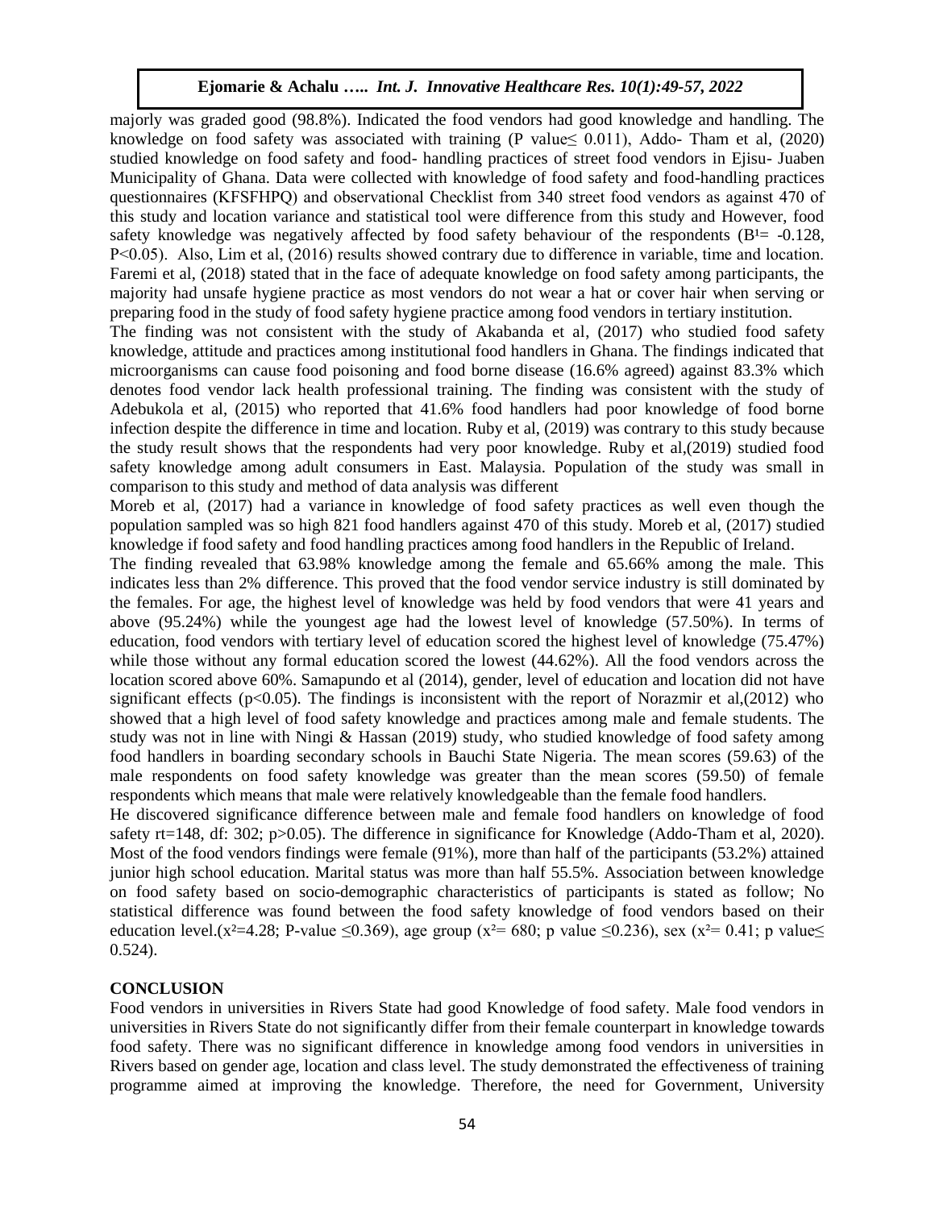majorly was graded good (98.8%). Indicated the food vendors had good knowledge and handling. The knowledge on food safety was associated with training (P value$\leq$ 0.011), Addo- Tham et al, (2020) studied knowledge on food safety and food- handling practices of street food vendors in Ejisu- Juaben Municipality of Ghana. Data were collected with knowledge of food safety and food-handling practices questionnaires (KFSFHPQ) and observational Checklist from 340 street food vendors as against 470 of this study and location variance and statistical tool were difference from this study and However, food safety knowledge was negatively affected by food safety behaviour of the respondents ($B^1$= -0.128, P<0.05). Also, Lim et al, (2016) results showed contrary due to difference in variable, time and location. Faremi et al, (2018) stated that in the face of adequate knowledge on food safety among participants, the majority had unsafe hygiene practice as most vendors do not wear a hat or cover hair when serving or preparing food in the study of food safety hygiene practice among food vendors in tertiary institution.

The finding was not consistent with the study of Akabanda et al, (2017) who studied food safety knowledge, attitude and practices among institutional food handlers in Ghana. The findings indicated that microorganisms can cause food poisoning and food borne disease (16.6% agreed) against 83.3% which denotes food vendor lack health professional training. The finding was consistent with the study of Adebukola et al, (2015) who reported that 41.6% food handlers had poor knowledge of food borne infection despite the difference in time and location. Ruby et al, (2019) was contrary to this study because the study result shows that the respondents had very poor knowledge. Ruby et al,(2019) studied food safety knowledge among adult consumers in East. Malaysia. Population of the study was small in comparison to this study and method of data analysis was different

Moreb et al, (2017) had a variance in knowledge of food safety practices as well even though the population sampled was so high 821 food handlers against 470 of this study. Moreb et al, (2017) studied knowledge if food safety and food handling practices among food handlers in the Republic of Ireland.

The finding revealed that 63.98% knowledge among the female and 65.66% among the male. This indicates less than 2% difference. This proved that the food vendor service industry is still dominated by the females. For age, the highest level of knowledge was held by food vendors that were 41 years and above (95.24%) while the youngest age had the lowest level of knowledge (57.50%). In terms of education, food vendors with tertiary level of education scored the highest level of knowledge (75.47%) while those without any formal education scored the lowest (44.62%). All the food vendors across the location scored above 60%. Samapundo et al (2014), gender, level of education and location did not have significant effects (p<0.05). The findings is inconsistent with the report of Norazmir et al,(2012) who showed that a high level of food safety knowledge and practices among male and female students. The study was not in line with Ningi & Hassan (2019) study, who studied knowledge of food safety among food handlers in boarding secondary schools in Bauchi State Nigeria. The mean scores (59.63) of the male respondents on food safety knowledge was greater than the mean scores (59.50) of female respondents which means that male were relatively knowledgeable than the female food handlers.

He discovered significance difference between male and female food handlers on knowledge of food safety rt=148, df: 302; p>0.05). The difference in significance for Knowledge (Addo-Tham et al, 2020). Most of the food vendors findings were female (91%), more than half of the participants (53.2%) attained junior high school education. Marital status was more than half 55.5%. Association between knowledge on food safety based on socio-demographic characteristics of participants is stated as follow; No statistical difference was found between the food safety knowledge of food vendors based on their education level.($x^2$=4.28; P-value $\leq$0.369), age group ($x^2$= 680; p value $\leq$0.236), sex ($x^2$= 0.41; p value$\leq$ 0.524).

## CONCLUSION

Food vendors in universities in Rivers State had good Knowledge of food safety. Male food vendors in universities in Rivers State do not significantly differ from their female counterpart in knowledge towards food safety. There was no significant difference in knowledge among food vendors in universities in Rivers based on gender age, location and class level. The study demonstrated the effectiveness of training programme aimed at improving the knowledge. Therefore, the need for Government, University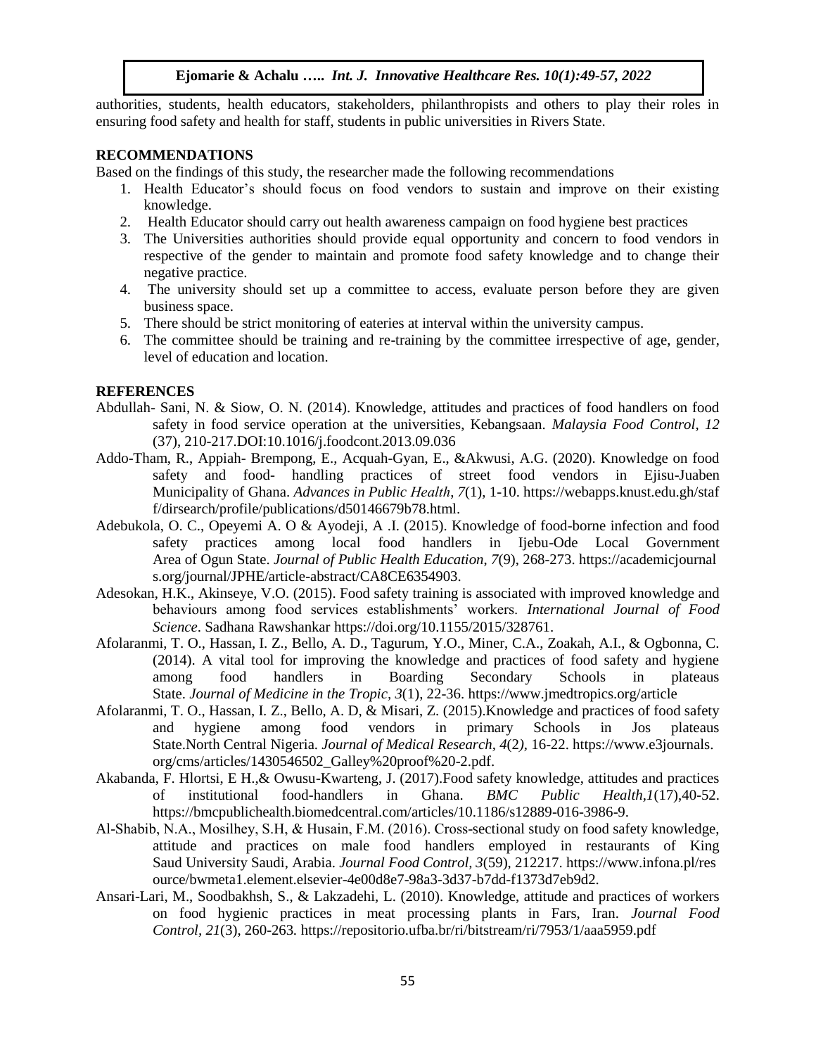authorities, students, health educators, stakeholders, philanthropists and others to play their roles in ensuring food safety and health for staff, students in public universities in Rivers State.

## RECOMMENDATIONS

Based on the findings of this study, the researcher made the following recommendations

1. Health Educator's should focus on food vendors to sustain and improve on their existing knowledge.
2. Health Educator should carry out health awareness campaign on food hygiene best practices
3. The Universities authorities should provide equal opportunity and concern to food vendors in respective of the gender to maintain and promote food safety knowledge and to change their negative practice.
4. The university should set up a committee to access, evaluate person before they are given business space.
5. There should be strict monitoring of eateries at interval within the university campus.
6. The committee should be training and re-training by the committee irrespective of age, gender, level of education and location.

## REFERENCES

Abdullah- Sani, N. & Siow, O. N. (2014). Knowledge, attitudes and practices of food handlers on food safety in food service operation at the universities, Kebangsaan. *Malaysia Food Control*, *12* (37), 210-217.DOI:10.1016/j.foodcont.2013.09.036

Addo-Tham, R., Appiah- Brempong, E., Acquah-Gyan, E., &Akwusi, A.G. (2020). Knowledge on food safety and food- handling practices of street food vendors in Ejisu-Juaben Municipality of Ghana. *Advances in Public Health*, *7*(1), 1-10. https://webapps.knust.edu.gh/staff/dirsearch/profile/publications/d50146679b78.html.

Adebukola, O. C., Opeyemi A. O & Ayodeji, A .I. (2015). Knowledge of food-borne infection and food safety practices among local food handlers in Ijebu-Ode Local Government Area of Ogun State. *Journal of Public Health Education*, *7*(9), 268-273. https://academicjournals.org/journal/JPHE/article-abstract/CA8CE6354903.

Adesokan, H.K., Akinseye, V.O. (2015). Food safety training is associated with improved knowledge and behaviours among food services establishments' workers. *International Journal of Food Science*. Sadhana Rawshankar https://doi.org/10.1155/2015/328761.

Afolaranmi, T. O., Hassan, I. Z., Bello, A. D., Tagurum, Y.O., Miner, C.A., Zoakah, A.I., & Ogbonna, C. (2014). A vital tool for improving the knowledge and practices of food safety and hygiene among food handlers in Boarding Secondary Schools in plateaus State. *Journal of Medicine in the Tropic*, *3*(1), 22-36. https://www.jmedtropics.org/article

Afolaranmi, T. O., Hassan, I. Z., Bello, A. D, & Misari, Z. (2015).Knowledge and practices of food safety and hygiene among food vendors in primary Schools in Jos plateaus State.North Central Nigeria. *Journal of Medical Research, 4*(2*)*, 16-22. https://www.e3journals.org/cms/articles/1430546502_Galley%20proof%20-2.pdf.

Akabanda, F. Hlortsi, E H.,& Owusu-Kwarteng, J. (2017).Food safety knowledge, attitudes and practices of institutional food-handlers in Ghana. *BMC Public Health,1*(17),40-52. https://bmcpublichealth.biomedcentral.com/articles/10.1186/s12889-016-3986-9.

Al-Shabib, N.A., Mosilhey, S.H, & Husain, F.M. (2016). Cross-sectional study on food safety knowledge, attitude and practices on male food handlers employed in restaurants of King Saud University Saudi, Arabia. *Journal Food Control*, *3*(59), 212217. https://www.infona.pl/resource/bwmeta1.element.elsevier-4e00d8e7-98a3-3d37-b7dd-f1373d7eb9d2.

Ansari-Lari, M., Soodbakhsh, S., & Lakzadehi, L. (2010). Knowledge, attitude and practices of workers on food hygienic practices in meat processing plants in Fars, Iran. *Journal Food Control, 21*(3), 260-263. https://repositorio.ufba.br/ri/bitstream/ri/7953/1/aaa5959.pdf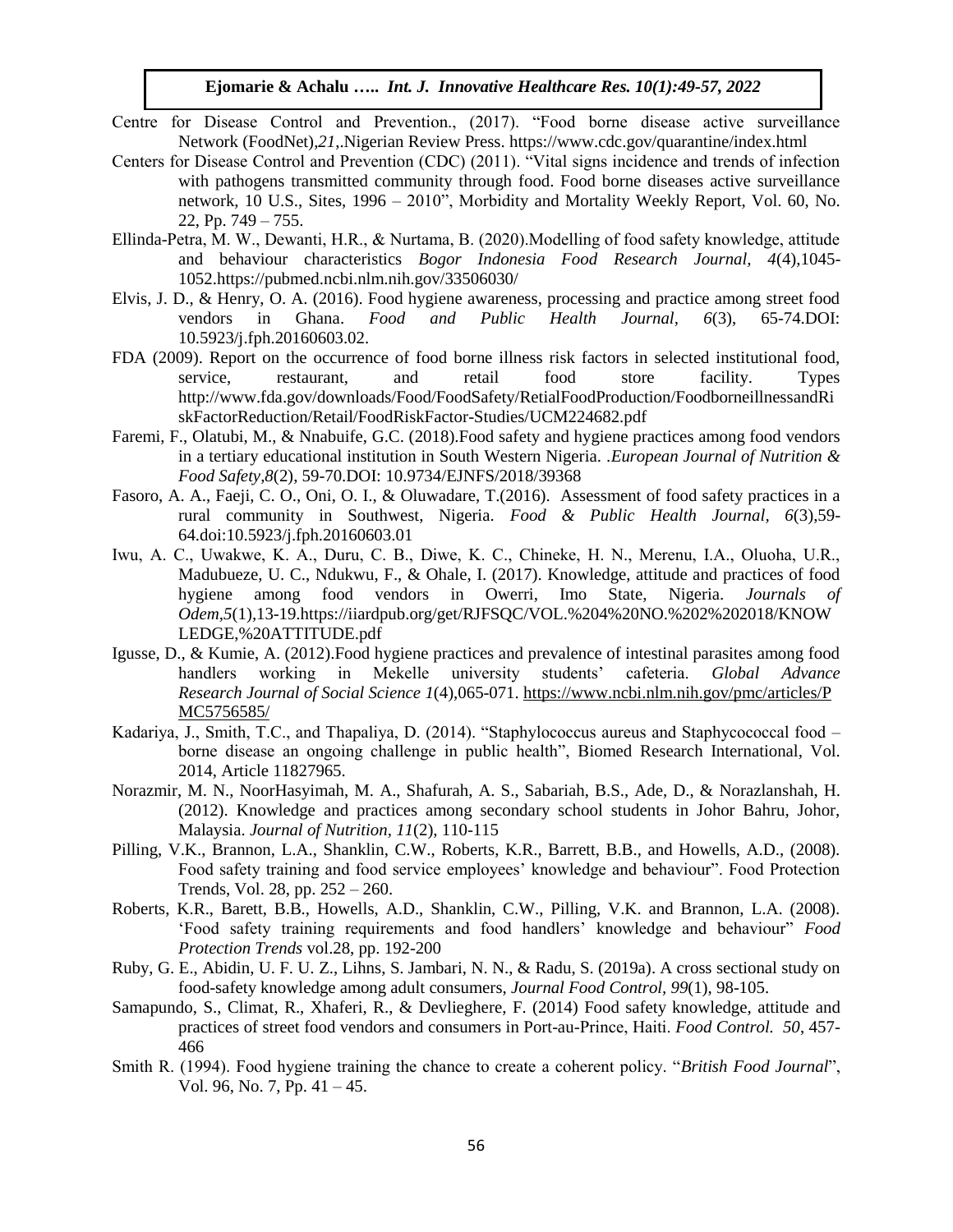Centre for Disease Control and Prevention., (2017). "Food borne disease active surveillance Network (FoodNet),*21*,.Nigerian Review Press. https://www.cdc.gov/quarantine/index.html

Centers for Disease Control and Prevention (CDC) (2011). "Vital signs incidence and trends of infection with pathogens transmitted community through food. Food borne diseases active surveillance network, 10 U.S., Sites, 1996 – 2010", Morbidity and Mortality Weekly Report, Vol. 60, No. 22, Pp. 749 – 755.

Ellinda-Petra, M. W., Dewanti, H.R., & Nurtama, B. (2020).Modelling of food safety knowledge, attitude and behaviour characteristics *Bogor Indonesia Food Research Journal, 4*(4),1045-1052.https://pubmed.ncbi.nlm.nih.gov/33506030/

Elvis, J. D., & Henry, O. A. (2016). Food hygiene awareness, processing and practice among street food vendors in Ghana. *Food and Public Health Journal, 6*(3), 65-74.DOI: 10.5923/j.fph.20160603.02.

FDA (2009). Report on the occurrence of food borne illness risk factors in selected institutional food, service, restaurant, and retail food store facility. Types http://www.fda.gov/downloads/Food/FoodSafety/RetialFoodProduction/FoodborneillnessandRiskFactorReduction/Retail/FoodRiskFactor-Studies/UCM224682.pdf

Faremi, F., Olatubi, M., & Nnabuife, G.C. (2018).Food safety and hygiene practices among food vendors in a tertiary educational institution in South Western Nigeria. .*European Journal of Nutrition & Food Safety,8*(2), 59-70.DOI: 10.9734/EJNFS/2018/39368

Fasoro, A. A., Faeji, C. O., Oni, O. I., & Oluwadare, T.(2016). Assessment of food safety practices in a rural community in Southwest, Nigeria. *Food & Public Health Journal, 6*(3),59-64.doi:10.5923/j.fph.20160603.01

Iwu, A. C., Uwakwe, K. A., Duru, C. B., Diwe, K. C., Chineke, H. N., Merenu, I.A., Oluoha, U.R., Madubueze, U. C., Ndukwu, F., & Ohale, I. (2017). Knowledge, attitude and practices of food hygiene among food vendors in Owerri, Imo State, Nigeria. *Journals of Odem,5*(1),13-19.https://iiardpub.org/get/RJFSQC/VOL.%204%20NO.%202%202018/KNOWLEDGE,%20ATTITUDE.pdf

Igusse, D., & Kumie, A. (2012).Food hygiene practices and prevalence of intestinal parasites among food handlers working in Mekelle university students' cafeteria. *Global Advance Research Journal of Social Science 1*(4),065-071. https://www.ncbi.nlm.nih.gov/pmc/articles/PMC5756585/

Kadariya, J., Smith, T.C., and Thapaliya, D. (2014). "Staphylococcus aureus and Staphycococcal food – borne disease an ongoing challenge in public health", Biomed Research International, Vol. 2014, Article 11827965.

Norazmir, M. N., NoorHasyimah, M. A., Shafurah, A. S., Sabariah, B.S., Ade, D., & Norazlanshah, H. (2012). Knowledge and practices among secondary school students in Johor Bahru, Johor, Malaysia. *Journal of Nutrition, 11*(2), 110-115

Pilling, V.K., Brannon, L.A., Shanklin, C.W., Roberts, K.R., Barrett, B.B., and Howells, A.D., (2008). Food safety training and food service employees' knowledge and behaviour". Food Protection Trends, Vol. 28, pp. 252 – 260.

Roberts, K.R., Barett, B.B., Howells, A.D., Shanklin, C.W., Pilling, V.K. and Brannon, L.A. (2008). 'Food safety training requirements and food handlers' knowledge and behaviour" *Food Protection Trends* vol.28, pp. 192-200

Ruby, G. E., Abidin, U. F. U. Z., Lihns, S. Jambari, N. N., & Radu, S. (2019a). A cross sectional study on food-safety knowledge among adult consumers, *Journal Food Control, 99*(1), 98-105.

Samapundo, S., Climat, R., Xhaferi, R., & Devlieghere, F. (2014) Food safety knowledge, attitude and practices of street food vendors and consumers in Port-au-Prince, Haiti. *Food Control. 50*, 457-466

Smith R. (1994). Food hygiene training the chance to create a coherent policy. "*British Food Journal*", Vol. 96, No. 7, Pp. 41 – 45.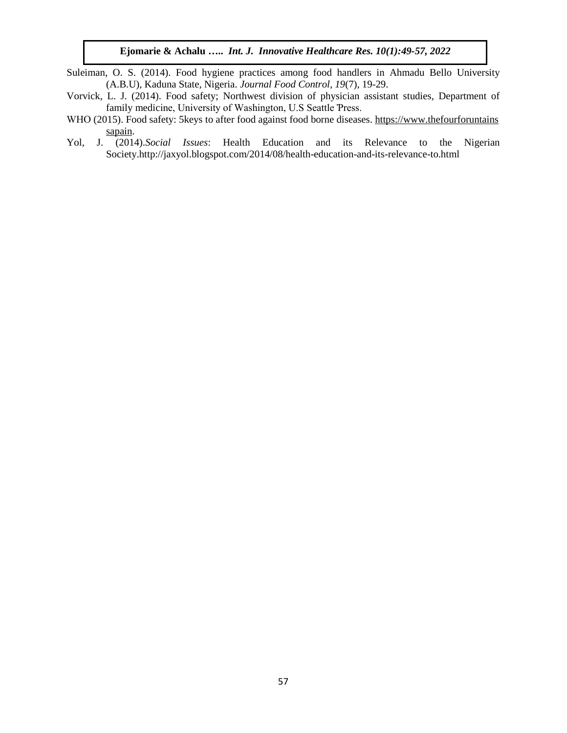Suleiman, O. S. (2014). Food hygiene practices among food handlers in Ahmadu Bello University (A.B.U), Kaduna State, Nigeria. *Journal Food Control*, *19*(7), 19-29.

Vorvick, L. J. (2014). Food safety; Northwest division of physician assistant studies, Department of family medicine, University of Washington, U.S Seattle Press.

WHO (2015). Food safety: 5keys to after food against food borne diseases. https://www.thefourforuntainssapain.

Yol, J. (2014).*Social Issues*: Health Education and its Relevance to the Nigerian Society.http://jaxyol.blogspot.com/2014/08/health-education-and-its-relevance-to.html